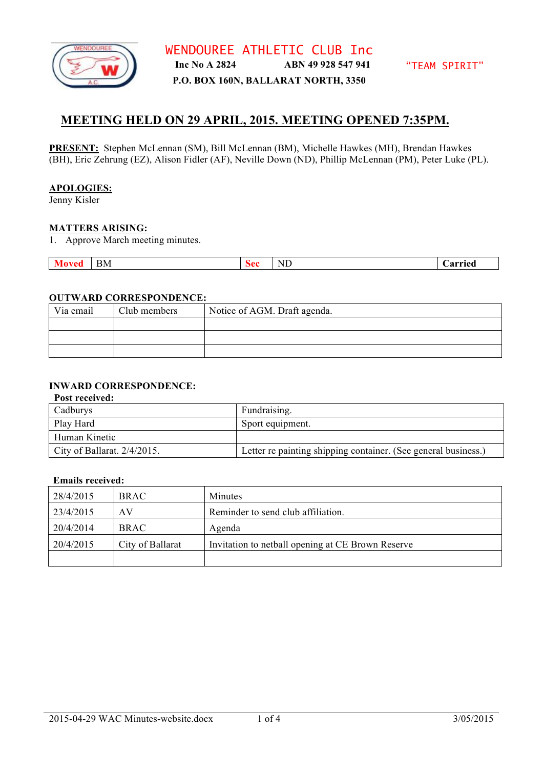# WENDOUREE ATHLETIC CLUB Inc

**Inc No A 2824** **ABN 49 928 547 941** "TEAM SPIRIT"

**P.O. BOX 160N, BALLARAT NORTH, 3350**

## MEETING HELD ON 29 APRIL, 2015. MEETING OPENED 7:35PM.

**PRESENT:** Stephen McLennan (SM), Bill McLennan (BM), Michelle Hawkes (MH), Brendan Hawkes (BH), Eric Zehrung (EZ), Alison Fidler (AF), Neville Down (ND), Phillip McLennan (PM), Peter Luke (PL).

**APOLOGIES:**
Jenny Kisler

**MATTERS ARISING:**

1. Approve March meeting minutes.

| **Moved** | BM | **Sec** | ND | **Carried** |
|---|---|---|---|---|

**OUTWARD CORRESPONDENCE:**

| Via email | Club members | Notice of AGM. Draft agenda. |
|---|---|---|
| | | |
| | | |
| | | |

**INWARD CORRESPONDENCE:**

**Post received:**

| Cadburys | Fundraising. |
|---|---|
| Play Hard | Sport equipment. |
| Human Kinetic | |
| City of Ballarat. 2/4/2015. | Letter re painting shipping container. (See general business.) |

**Emails received:**

| 28/4/2015 | BRAC | Minutes |
|---|---|---|
| 23/4/2015 | AV | Reminder to send club affiliation. |
| 20/4/2014 | BRAC | Agenda |
| 20/4/2015 | City of Ballarat | Invitation to netball opening at CE Brown Reserve |
| | | |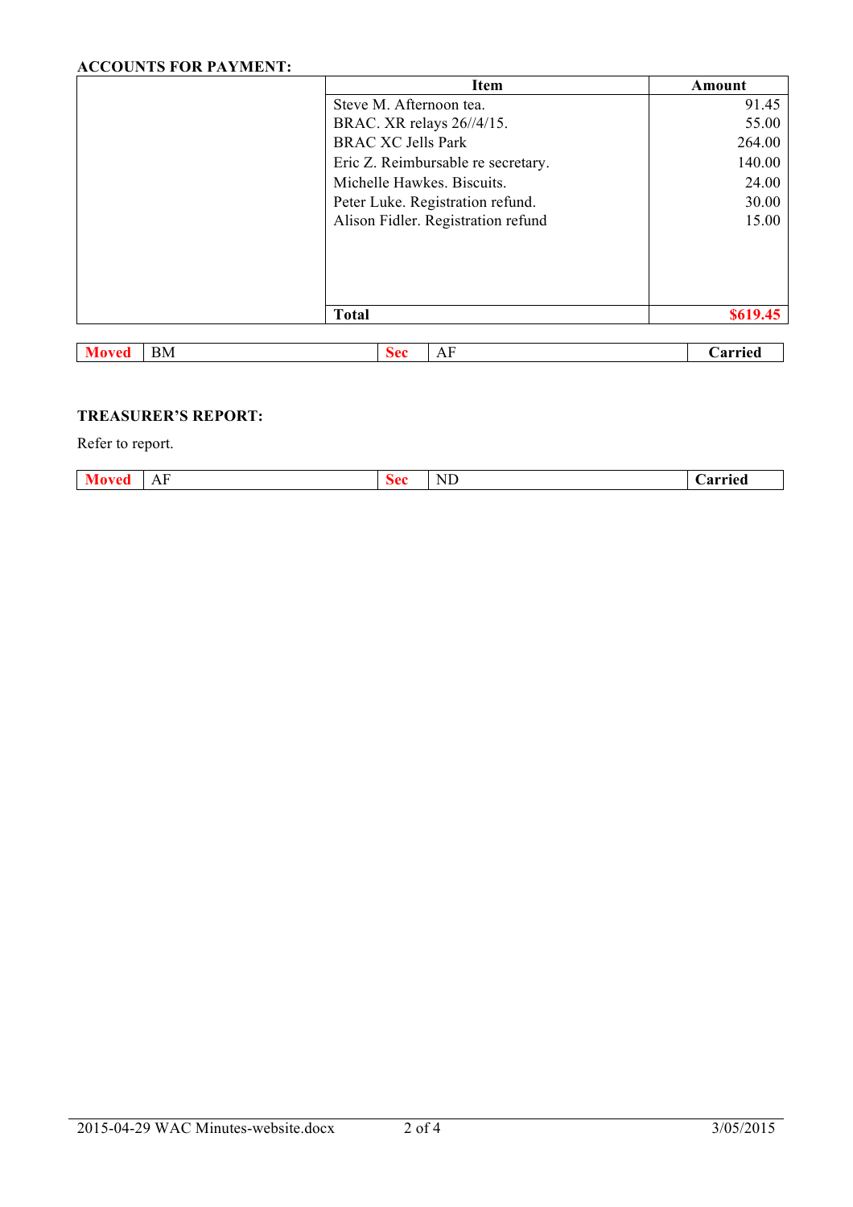**ACCOUNTS FOR PAYMENT:**

| | Item | Amount |
|---|---|---|
| | Steve M. Afternoon tea. | 91.45 |
| | BRAC. XR relays 26//4/15. | 55.00 |
| | BRAC XC Jells Park | 264.00 |
| | Eric Z. Reimbursable re secretary. | 140.00 |
| | Michelle Hawkes. Biscuits. | 24.00 |
| | Peter Luke. Registration refund. | 30.00 |
| | Alison Fidler. Registration refund | 15.00 |
| | **Total** | **$619.45** |

| **Moved** | BM | **Sec** | AF | **Carried** |
|---|---|---|---|---|

**TREASURER'S REPORT:**

Refer to report.

| **Moved** | AF | **Sec** | ND | **Carried** |
|---|---|---|---|---|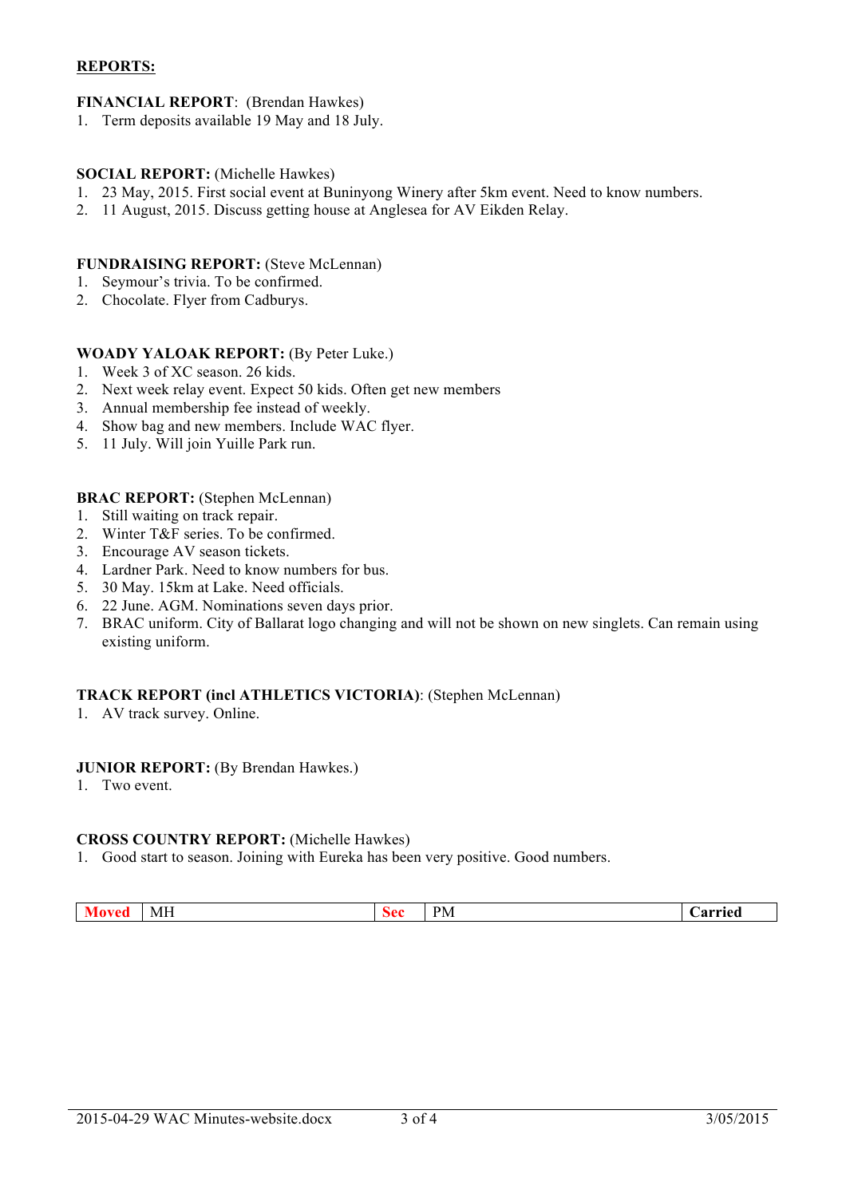## REPORTS:

**FINANCIAL REPORT**: (Brendan Hawkes)

1. Term deposits available 19 May and 18 July.

**SOCIAL REPORT:** (Michelle Hawkes)

1. 23 May, 2015. First social event at Buninyong Winery after 5km event. Need to know numbers.
2. 11 August, 2015. Discuss getting house at Anglesea for AV Eikden Relay.

**FUNDRAISING REPORT:** (Steve McLennan)

1. Seymour's trivia. To be confirmed.
2. Chocolate. Flyer from Cadburys.

**WOADY YALOAK REPORT:** (By Peter Luke.)

1. Week 3 of XC season. 26 kids.
2. Next week relay event. Expect 50 kids. Often get new members
3. Annual membership fee instead of weekly.
4. Show bag and new members. Include WAC flyer.
5. 11 July. Will join Yuille Park run.

**BRAC REPORT:** (Stephen McLennan)

1. Still waiting on track repair.
2. Winter T&F series. To be confirmed.
3. Encourage AV season tickets.
4. Lardner Park. Need to know numbers for bus.
5. 30 May. 15km at Lake. Need officials.
6. 22 June. AGM. Nominations seven days prior.
7. BRAC uniform. City of Ballarat logo changing and will not be shown on new singlets. Can remain using existing uniform.

**TRACK REPORT (incl ATHLETICS VICTORIA)**: (Stephen McLennan)

1. AV track survey. Online.

**JUNIOR REPORT:** (By Brendan Hawkes.)

1. Two event.

**CROSS COUNTRY REPORT:** (Michelle Hawkes)

1. Good start to season. Joining with Eureka has been very positive. Good numbers.

| **Moved** | MH | **Sec** | PM | **Carried** |
|---|---|---|---|---|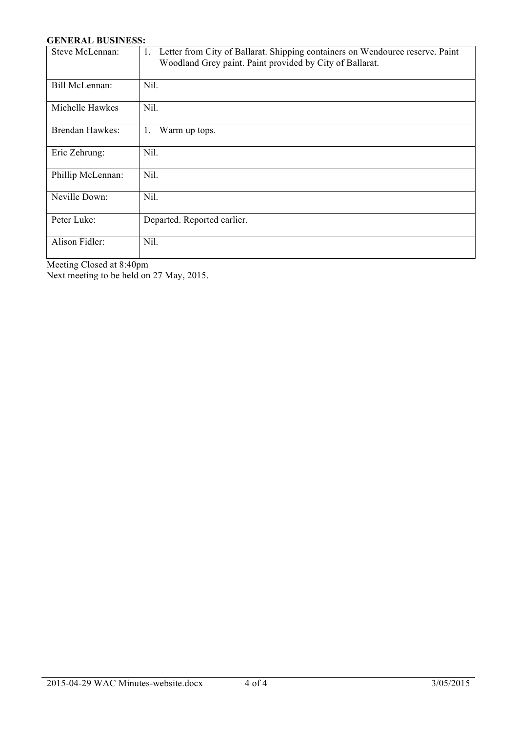**GENERAL BUSINESS:**

| | |
|---|---|
| Steve McLennan: | 1. Letter from City of Ballarat. Shipping containers on Wendouree reserve. Paint Woodland Grey paint. Paint provided by City of Ballarat. |
| Bill McLennan: | Nil. |
| Michelle Hawkes | Nil. |
| Brendan Hawkes: | 1. Warm up tops. |
| Eric Zehrung: | Nil. |
| Phillip McLennan: | Nil. |
| Neville Down: | Nil. |
| Peter Luke: | Departed. Reported earlier. |
| Alison Fidler: | Nil. |

Meeting Closed at 8:40pm
Next meeting to be held on 27 May, 2015.